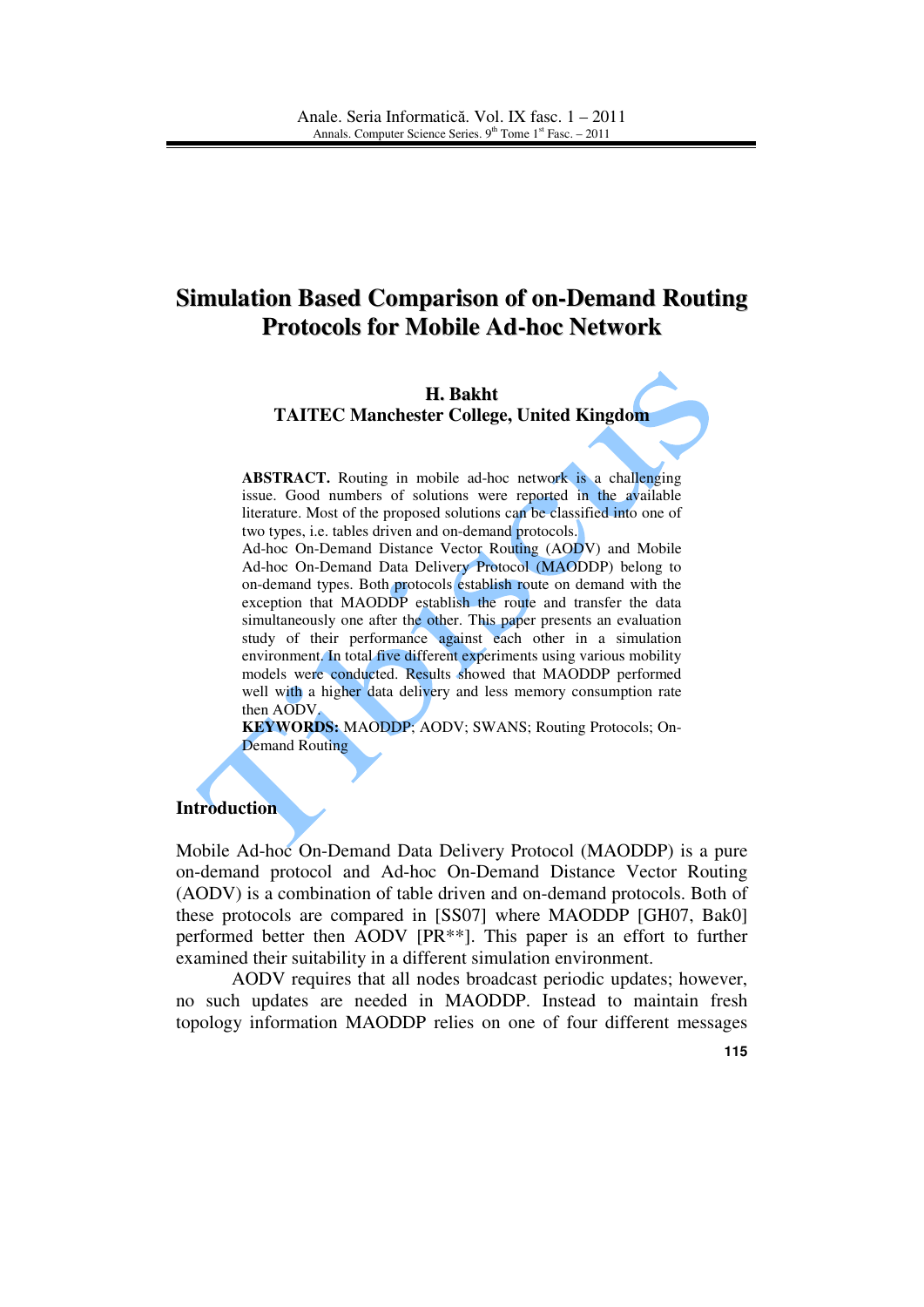# Simulation Based Comparison of on-Demand Routing Protocols for Mobile Ad-hoc Network

**H. Bakht**
**TAITEC Manchester College, United Kingdom**

**ABSTRACT.** Routing in mobile ad-hoc network is a challenging issue. Good numbers of solutions were reported in the available literature. Most of the proposed solutions can be classified into one of two types, i.e. tables driven and on-demand protocols. Ad-hoc On-Demand Distance Vector Routing (AODV) and Mobile Ad-hoc On-Demand Data Delivery Protocol (MAODDP) belong to on-demand types. Both protocols establish route on demand with the exception that MAODDP establish the route and transfer the data simultaneously one after the other. This paper presents an evaluation study of their performance against each other in a simulation environment. In total five different experiments using various mobility models were conducted. Results showed that MAODDP performed well with a higher data delivery and less memory consumption rate then AODV.

**KEYWORDS:** MAODDP; AODV; SWANS; Routing Protocols; On-Demand Routing

## Introduction

Mobile Ad-hoc On-Demand Data Delivery Protocol (MAODDP) is a pure on-demand protocol and Ad-hoc On-Demand Distance Vector Routing (AODV) is a combination of table driven and on-demand protocols. Both of these protocols are compared in [SS07] where MAODDP [GH07, Bak0] performed better then AODV [PR**]. This paper is an effort to further examined their suitability in a different simulation environment.

AODV requires that all nodes broadcast periodic updates; however, no such updates are needed in MAODDP. Instead to maintain fresh topology information MAODDP relies on one of four different messages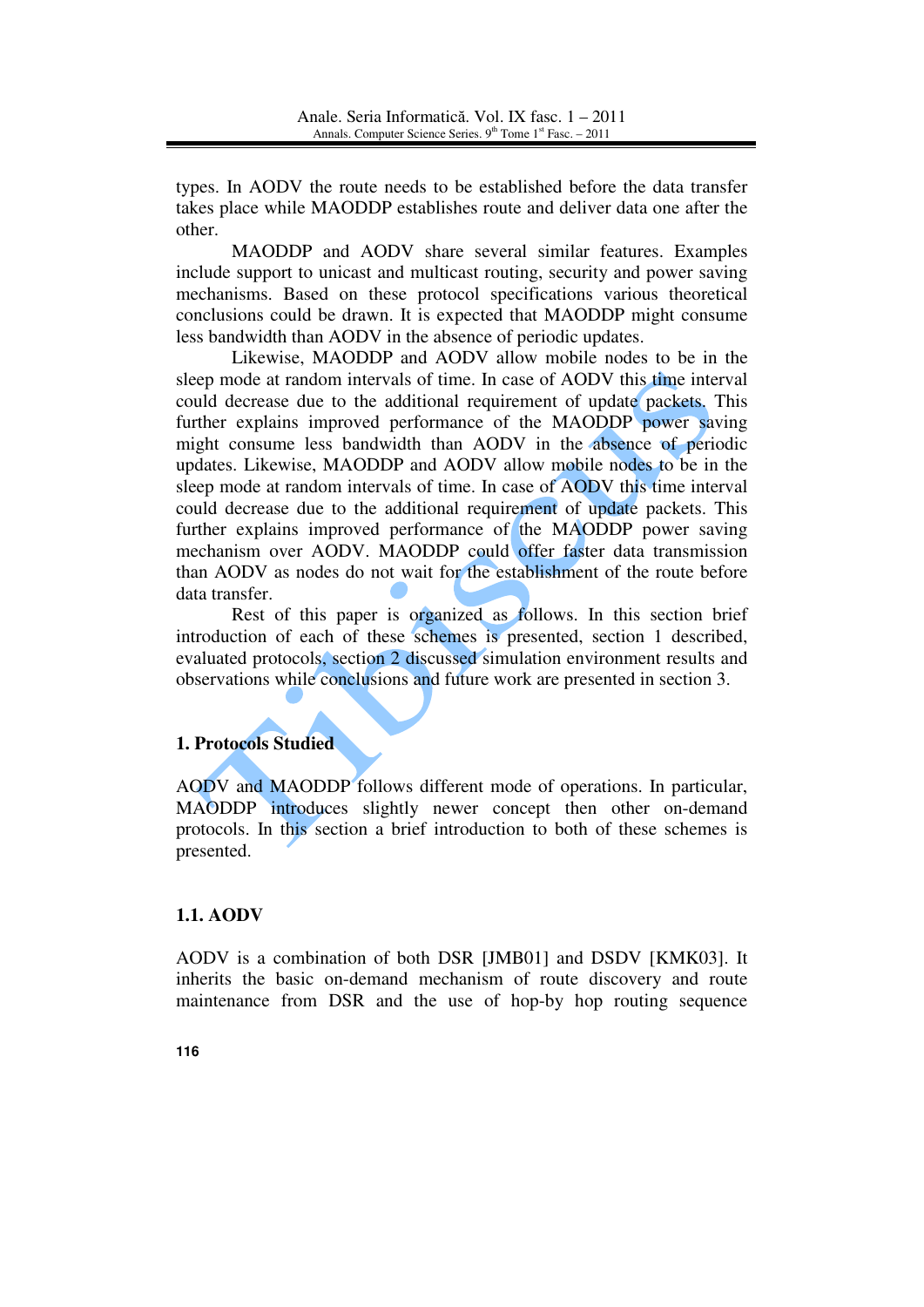types. In AODV the route needs to be established before the data transfer takes place while MAODDP establishes route and deliver data one after the other.

MAODDP and AODV share several similar features. Examples include support to unicast and multicast routing, security and power saving mechanisms. Based on these protocol specifications various theoretical conclusions could be drawn. It is expected that MAODDP might consume less bandwidth than AODV in the absence of periodic updates.

Likewise, MAODDP and AODV allow mobile nodes to be in the sleep mode at random intervals of time. In case of AODV this time interval could decrease due to the additional requirement of update packets. This further explains improved performance of the MAODDP power saving might consume less bandwidth than AODV in the absence of periodic updates. Likewise, MAODDP and AODV allow mobile nodes to be in the sleep mode at random intervals of time. In case of AODV this time interval could decrease due to the additional requirement of update packets. This further explains improved performance of the MAODDP power saving mechanism over AODV. MAODDP could offer faster data transmission than AODV as nodes do not wait for the establishment of the route before data transfer.

Rest of this paper is organized as follows. In this section brief introduction of each of these schemes is presented, section 1 described, evaluated protocols, section 2 discussed simulation environment results and observations while conclusions and future work are presented in section 3.

## 1. Protocols Studied

AODV and MAODDP follows different mode of operations. In particular, MAODDP introduces slightly newer concept then other on-demand protocols. In this section a brief introduction to both of these schemes is presented.

### 1.1. AODV

AODV is a combination of both DSR [JMB01] and DSDV [KMK03]. It inherits the basic on-demand mechanism of route discovery and route maintenance from DSR and the use of hop-by hop routing sequence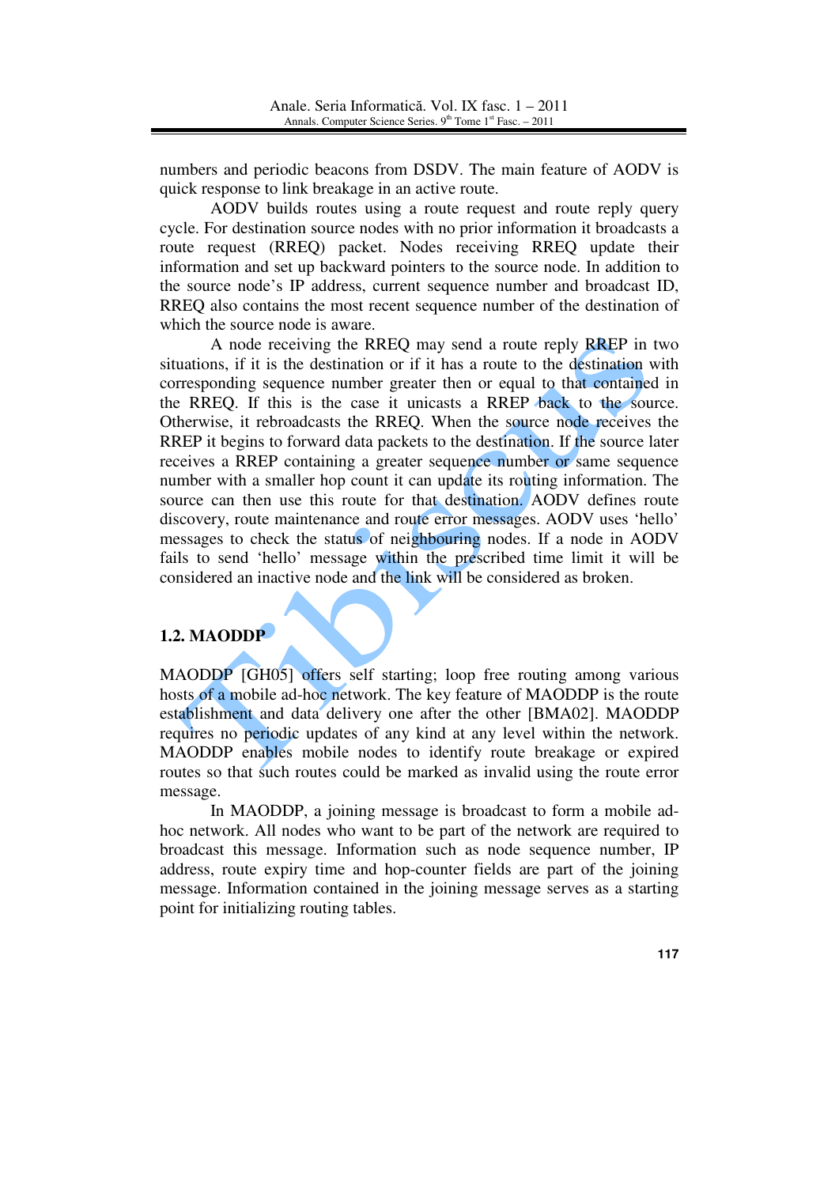numbers and periodic beacons from DSDV. The main feature of AODV is quick response to link breakage in an active route.

AODV builds routes using a route request and route reply query cycle. For destination source nodes with no prior information it broadcasts a route request (RREQ) packet. Nodes receiving RREQ update their information and set up backward pointers to the source node. In addition to the source node's IP address, current sequence number and broadcast ID, RREQ also contains the most recent sequence number of the destination of which the source node is aware.

A node receiving the RREQ may send a route reply RREP in two situations, if it is the destination or if it has a route to the destination with corresponding sequence number greater then or equal to that contained in the RREQ. If this is the case it unicasts a RREP back to the source. Otherwise, it rebroadcasts the RREQ. When the source node receives the RREP it begins to forward data packets to the destination. If the source later receives a RREP containing a greater sequence number or same sequence number with a smaller hop count it can update its routing information. The source can then use this route for that destination. AODV defines route discovery, route maintenance and route error messages. AODV uses 'hello' messages to check the status of neighbouring nodes. If a node in AODV fails to send 'hello' message within the prescribed time limit it will be considered an inactive node and the link will be considered as broken.

### 1.2. MAODDP

MAODDP [GH05] offers self starting; loop free routing among various hosts of a mobile ad-hoc network. The key feature of MAODDP is the route establishment and data delivery one after the other [BMA02]. MAODDP requires no periodic updates of any kind at any level within the network. MAODDP enables mobile nodes to identify route breakage or expired routes so that such routes could be marked as invalid using the route error message.

In MAODDP, a joining message is broadcast to form a mobile ad-hoc network. All nodes who want to be part of the network are required to broadcast this message. Information such as node sequence number, IP address, route expiry time and hop-counter fields are part of the joining message. Information contained in the joining message serves as a starting point for initializing routing tables.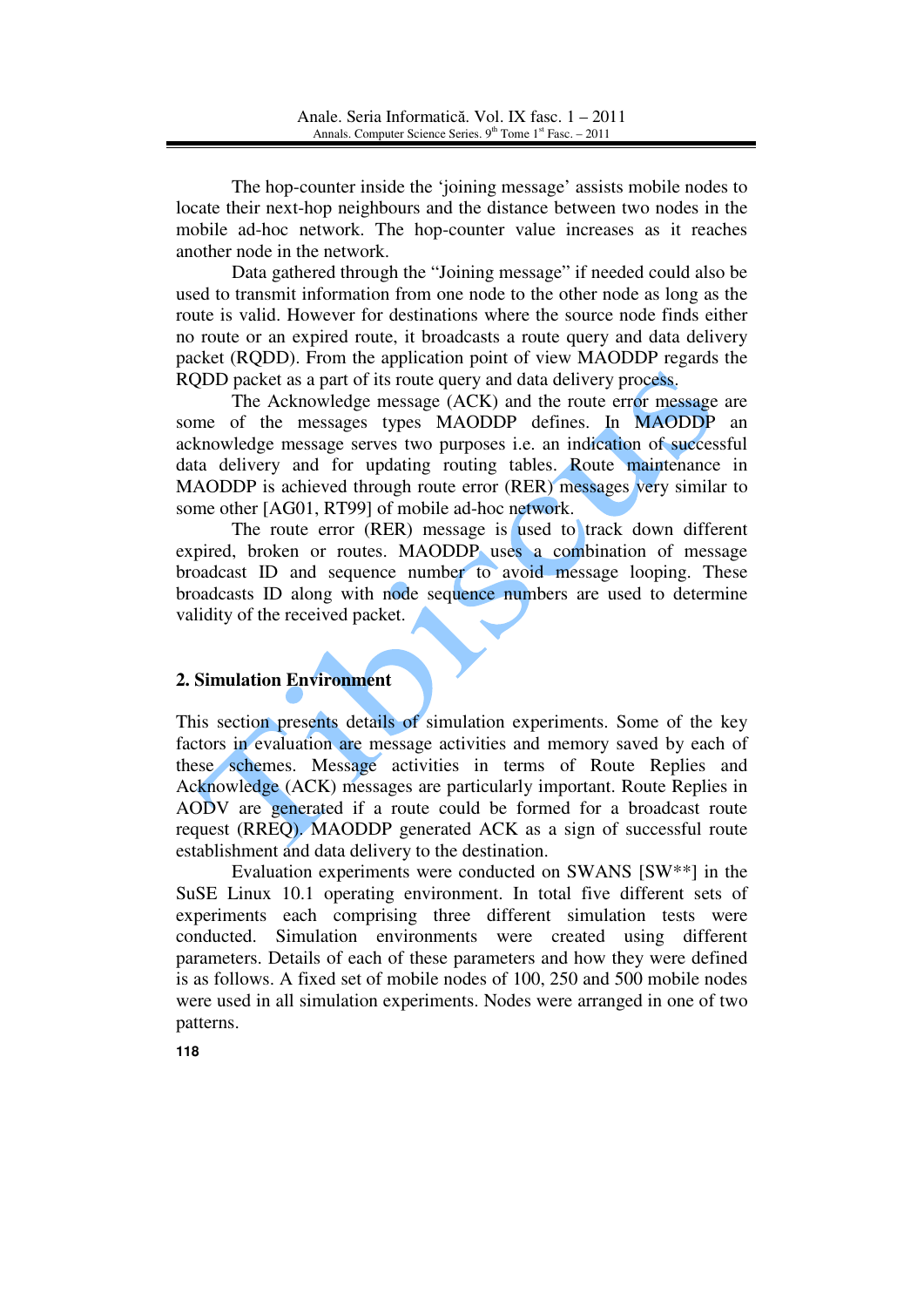The hop-counter inside the 'joining message' assists mobile nodes to locate their next-hop neighbours and the distance between two nodes in the mobile ad-hoc network. The hop-counter value increases as it reaches another node in the network.

Data gathered through the "Joining message" if needed could also be used to transmit information from one node to the other node as long as the route is valid. However for destinations where the source node finds either no route or an expired route, it broadcasts a route query and data delivery packet (RQDD). From the application point of view MAODDP regards the RQDD packet as a part of its route query and data delivery process.

The Acknowledge message (ACK) and the route error message are some of the messages types MAODDP defines. In MAODDP an acknowledge message serves two purposes i.e. an indication of successful data delivery and for updating routing tables. Route maintenance in MAODDP is achieved through route error (RER) messages very similar to some other [AG01, RT99] of mobile ad-hoc network.

The route error (RER) message is used to track down different expired, broken or routes. MAODDP uses a combination of message broadcast ID and sequence number to avoid message looping. These broadcasts ID along with node sequence numbers are used to determine validity of the received packet.

## 2. Simulation Environment

This section presents details of simulation experiments. Some of the key factors in evaluation are message activities and memory saved by each of these schemes. Message activities in terms of Route Replies and Acknowledge (ACK) messages are particularly important. Route Replies in AODV are generated if a route could be formed for a broadcast route request (RREQ). MAODDP generated ACK as a sign of successful route establishment and data delivery to the destination.

Evaluation experiments were conducted on SWANS [SW**] in the SuSE Linux 10.1 operating environment. In total five different sets of experiments each comprising three different simulation tests were conducted. Simulation environments were created using different parameters. Details of each of these parameters and how they were defined is as follows. A fixed set of mobile nodes of 100, 250 and 500 mobile nodes were used in all simulation experiments. Nodes were arranged in one of two patterns.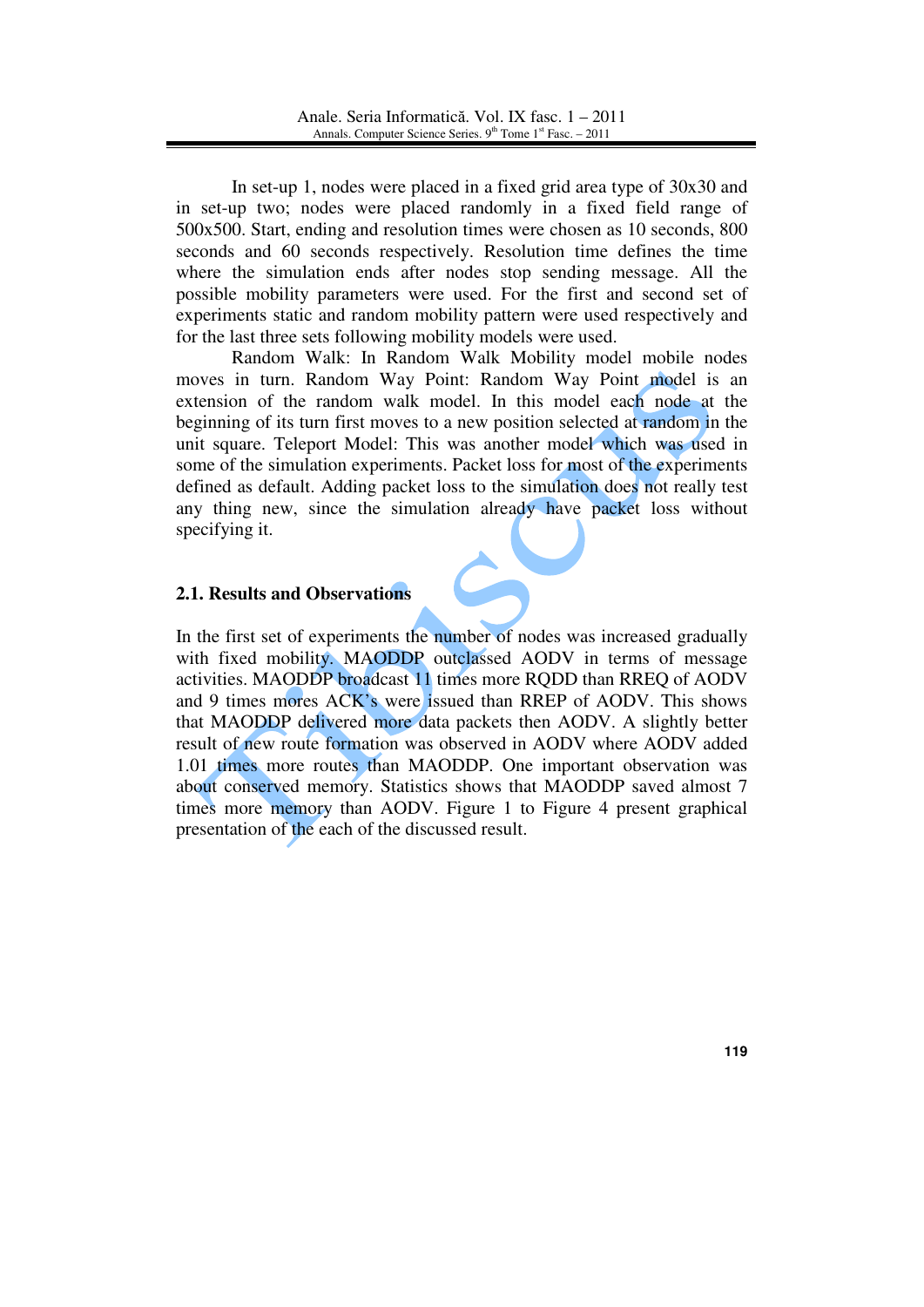In set-up 1, nodes were placed in a fixed grid area type of 30x30 and in set-up two; nodes were placed randomly in a fixed field range of 500x500. Start, ending and resolution times were chosen as 10 seconds, 800 seconds and 60 seconds respectively. Resolution time defines the time where the simulation ends after nodes stop sending message. All the possible mobility parameters were used. For the first and second set of experiments static and random mobility pattern were used respectively and for the last three sets following mobility models were used.

Random Walk: In Random Walk Mobility model mobile nodes moves in turn. Random Way Point: Random Way Point model is an extension of the random walk model. In this model each node at the beginning of its turn first moves to a new position selected at random in the unit square. Teleport Model: This was another model which was used in some of the simulation experiments. Packet loss for most of the experiments defined as default. Adding packet loss to the simulation does not really test any thing new, since the simulation already have packet loss without specifying it.

## 2.1. Results and Observations

In the first set of experiments the number of nodes was increased gradually with fixed mobility. MAODDP outclassed AODV in terms of message activities. MAODDP broadcast 11 times more RQDD than RREQ of AODV and 9 times mores ACK's were issued than RREP of AODV. This shows that MAODDP delivered more data packets then AODV. A slightly better result of new route formation was observed in AODV where AODV added 1.01 times more routes than MAODDP. One important observation was about conserved memory. Statistics shows that MAODDP saved almost 7 times more memory than AODV. Figure 1 to Figure 4 present graphical presentation of the each of the discussed result.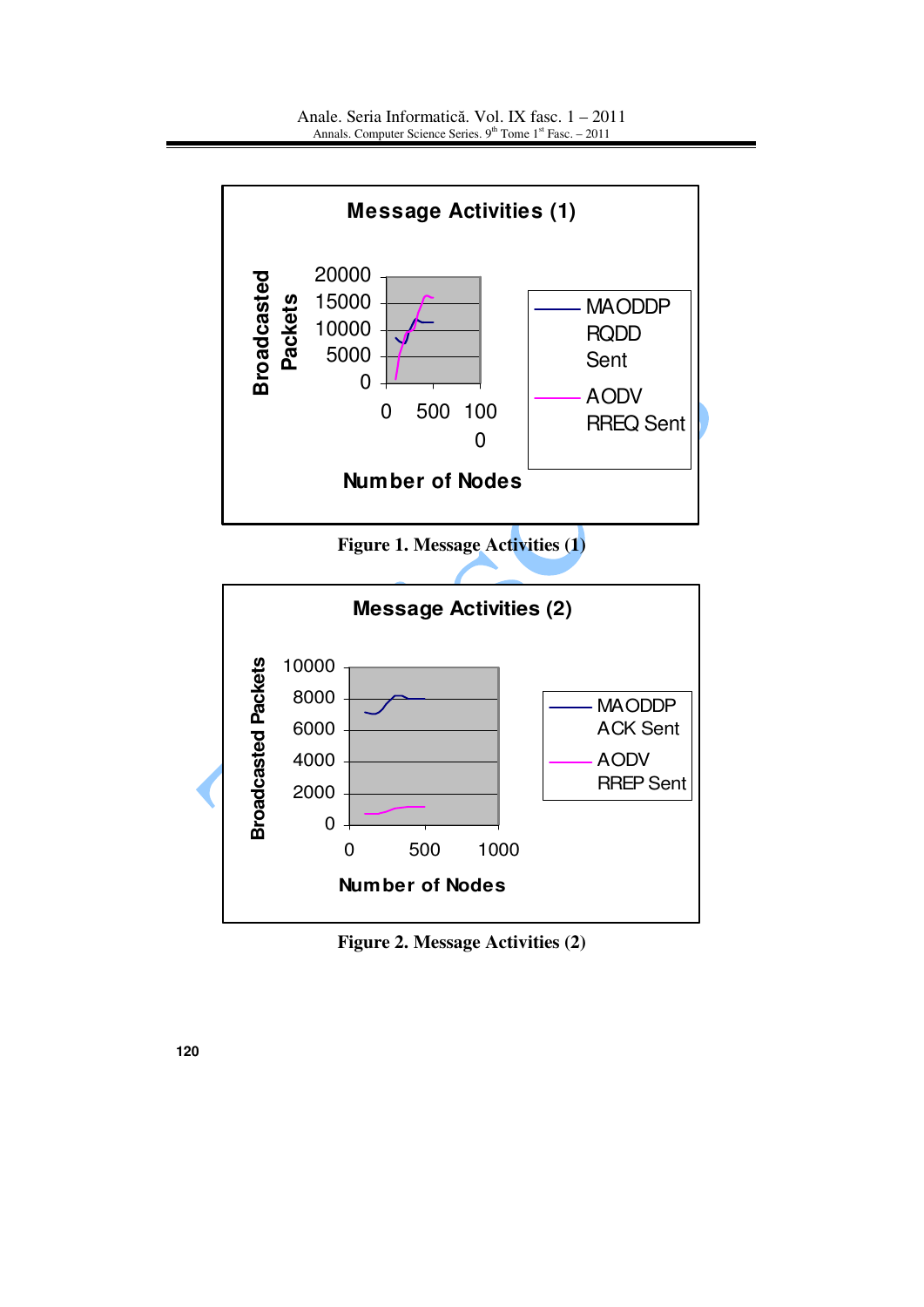Figure 1. Message Activities (1)

Figure 2. Message Activities (2)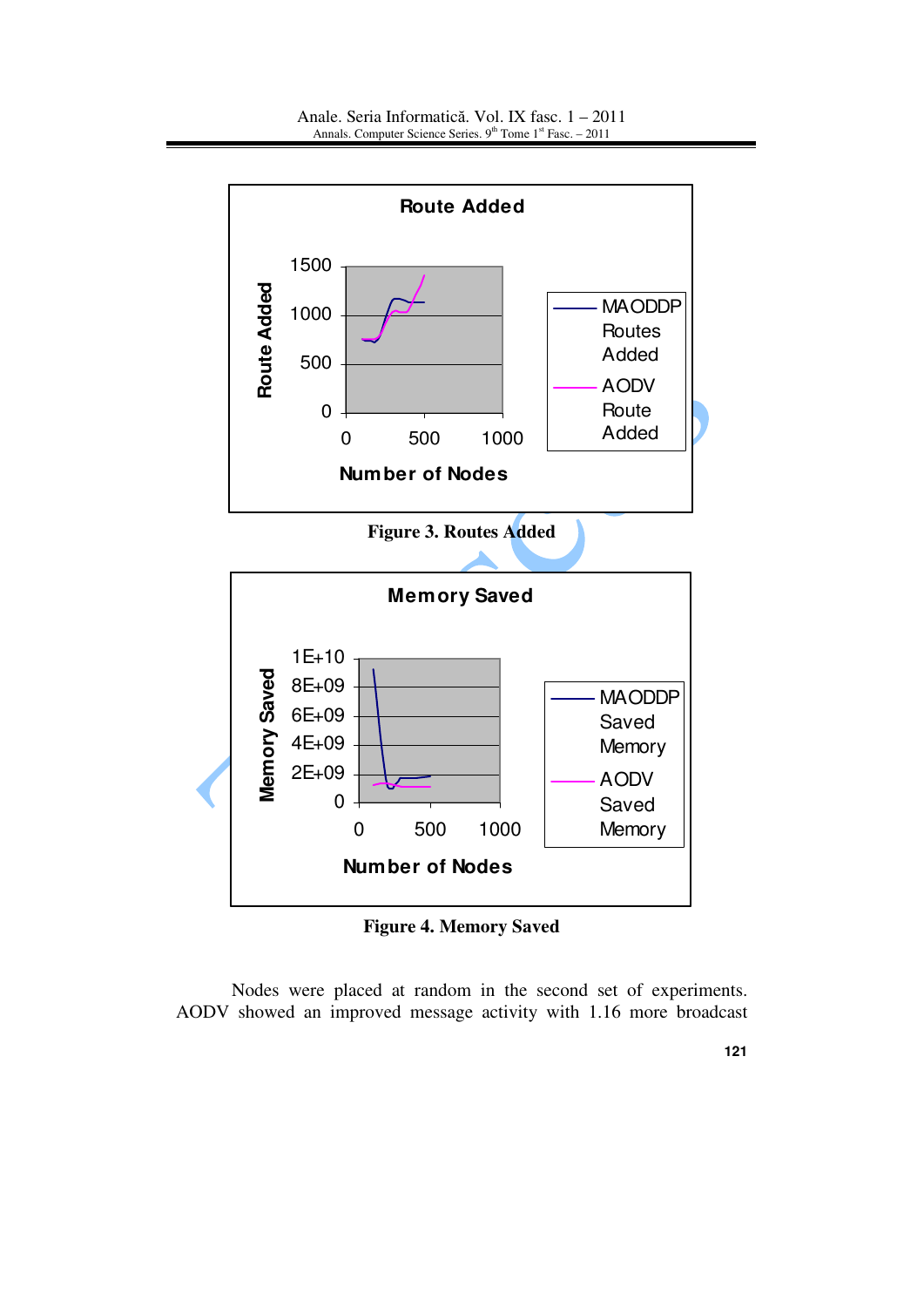Figure 3. Routes Added

Figure 4. Memory Saved

Nodes were placed at random in the second set of experiments. AODV showed an improved message activity with 1.16 more broadcast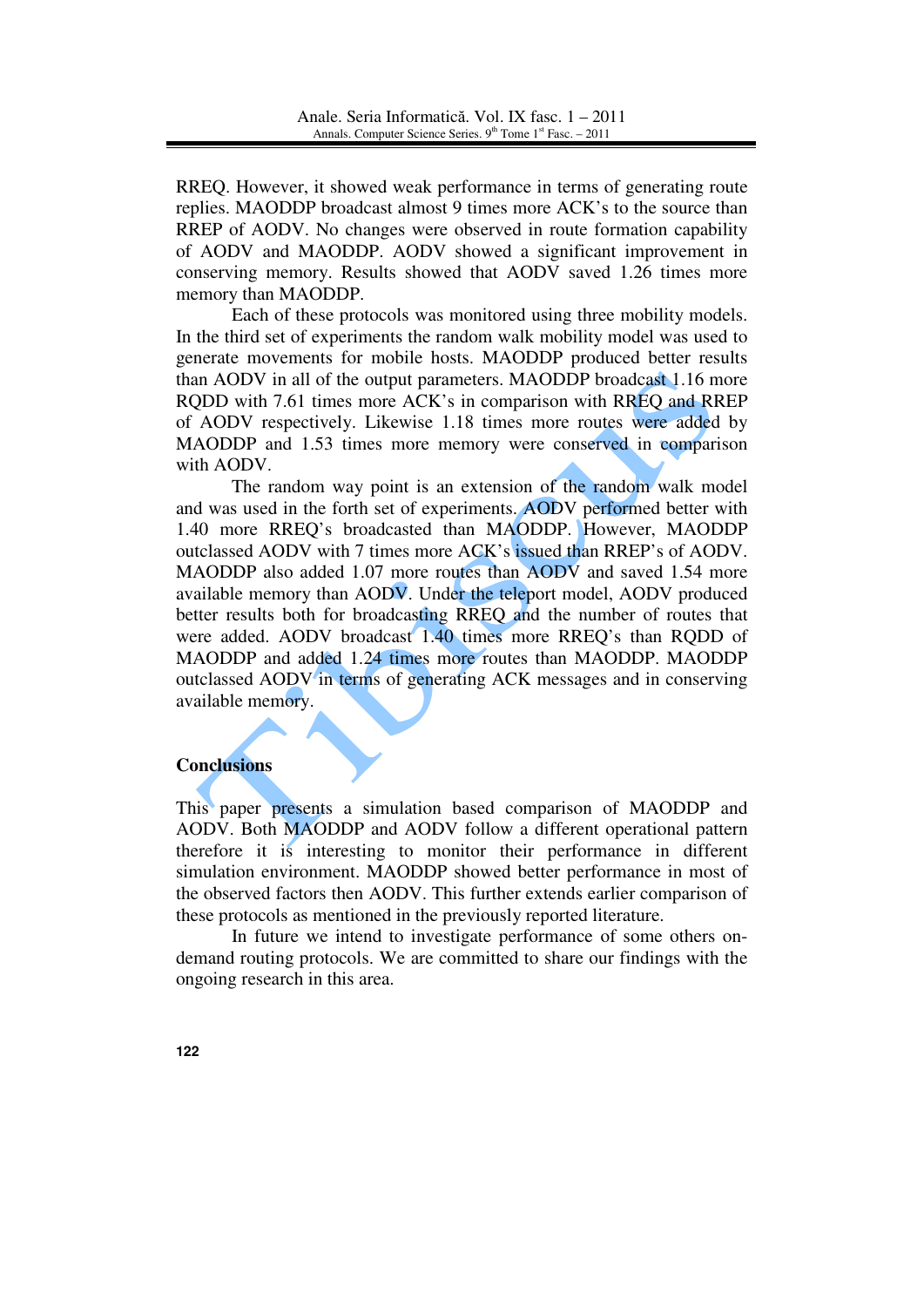RREQ. However, it showed weak performance in terms of generating route replies. MAODDP broadcast almost 9 times more ACK's to the source than RREP of AODV. No changes were observed in route formation capability of AODV and MAODDP. AODV showed a significant improvement in conserving memory. Results showed that AODV saved 1.26 times more memory than MAODDP.

Each of these protocols was monitored using three mobility models. In the third set of experiments the random walk mobility model was used to generate movements for mobile hosts. MAODDP produced better results than AODV in all of the output parameters. MAODDP broadcast 1.16 more RQDD with 7.61 times more ACK's in comparison with RREQ and RREP of AODV respectively. Likewise 1.18 times more routes were added by MAODDP and 1.53 times more memory were conserved in comparison with AODV.

The random way point is an extension of the random walk model and was used in the forth set of experiments. AODV performed better with 1.40 more RREQ's broadcasted than MAODDP. However, MAODDP outclassed AODV with 7 times more ACK's issued than RREP's of AODV. MAODDP also added 1.07 more routes than AODV and saved 1.54 more available memory than AODV. Under the teleport model, AODV produced better results both for broadcasting RREQ and the number of routes that were added. AODV broadcast 1.40 times more RREQ's than RQDD of MAODDP and added 1.24 times more routes than MAODDP. MAODDP outclassed AODV in terms of generating ACK messages and in conserving available memory.

## Conclusions

This paper presents a simulation based comparison of MAODDP and AODV. Both MAODDP and AODV follow a different operational pattern therefore it is interesting to monitor their performance in different simulation environment. MAODDP showed better performance in most of the observed factors then AODV. This further extends earlier comparison of these protocols as mentioned in the previously reported literature.

In future we intend to investigate performance of some others on-demand routing protocols. We are committed to share our findings with the ongoing research in this area.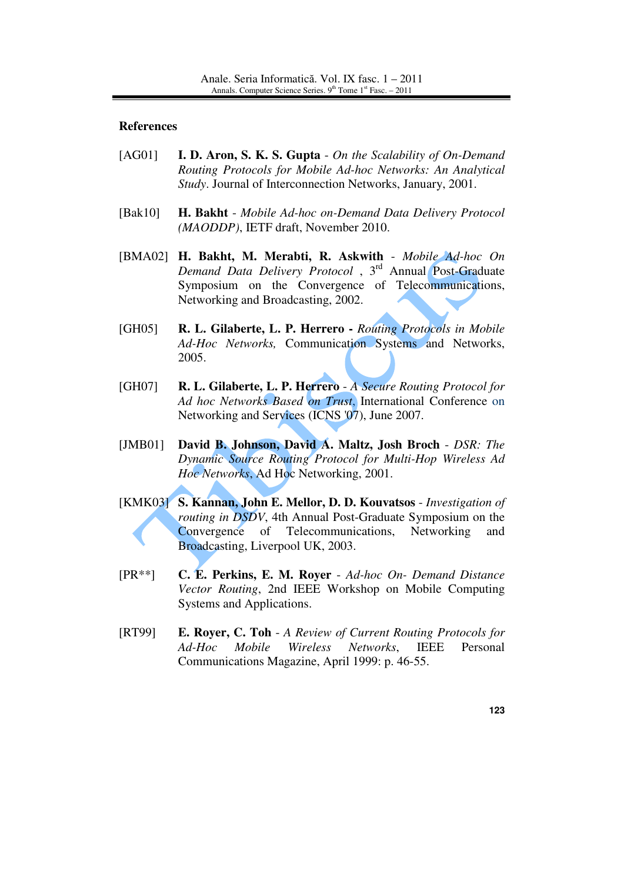## References

[AG01] **I. D. Aron, S. K. S. Gupta** - *On the Scalability of On-Demand Routing Protocols for Mobile Ad-hoc Networks: An Analytical Study*. Journal of Interconnection Networks, January, 2001.

[Bak10] **H. Bakht** - *Mobile Ad-hoc on-Demand Data Delivery Protocol (MAODDP)*, IETF draft, November 2010.

[BMA02] **H. Bakht, M. Merabti, R. Askwith** - *Mobile Ad-hoc On Demand Data Delivery Protocol* , 3rd Annual Post-Graduate Symposium on the Convergence of Telecommunications, Networking and Broadcasting, 2002.

[GH05] **R. L. Gilaberte, L. P. Herrero -** *Routing Protocols in Mobile Ad-Hoc Networks,* Communication Systems and Networks, 2005.

[GH07] **R. L. Gilaberte, L. P. Herrero** - *A Secure Routing Protocol for Ad hoc Networks Based on Trust*, International Conference on Networking and Services (ICNS '07), June 2007.

[JMB01] **David B. Johnson, David A. Maltz, Josh Broch** - *DSR: The Dynamic Source Routing Protocol for Multi-Hop Wireless Ad Hoc Networks*, Ad Hoc Networking, 2001.

[KMK03] **S. Kannan, John E. Mellor, D. D. Kouvatsos** - *Investigation of routing in DSDV*, 4th Annual Post-Graduate Symposium on the Convergence of Telecommunications, Networking and Broadcasting, Liverpool UK, 2003.

[PR**] **C. E. Perkins, E. M. Royer** - *Ad-hoc On- Demand Distance Vector Routing*, 2nd IEEE Workshop on Mobile Computing Systems and Applications.

[RT99] **E. Royer, C. Toh** - *A Review of Current Routing Protocols for Ad-Hoc Mobile Wireless Networks*, IEEE Personal Communications Magazine, April 1999: p. 46-55.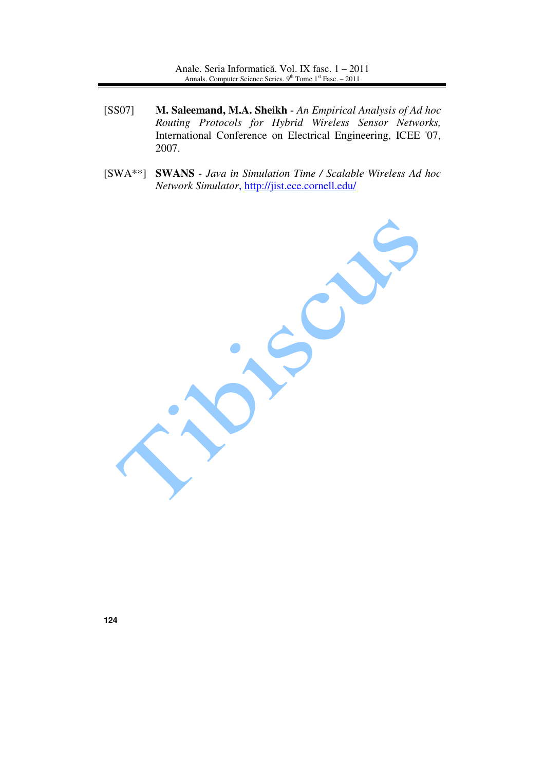[SS07] **M. Saleemand, M.A. Sheikh** - *An Empirical Analysis of Ad hoc Routing Protocols for Hybrid Wireless Sensor Networks,* International Conference on Electrical Engineering, ICEE '07, 2007.

[SWA**] **SWANS** - *Java in Simulation Time / Scalable Wireless Ad hoc Network Simulator*, http://jist.ece.cornell.edu/